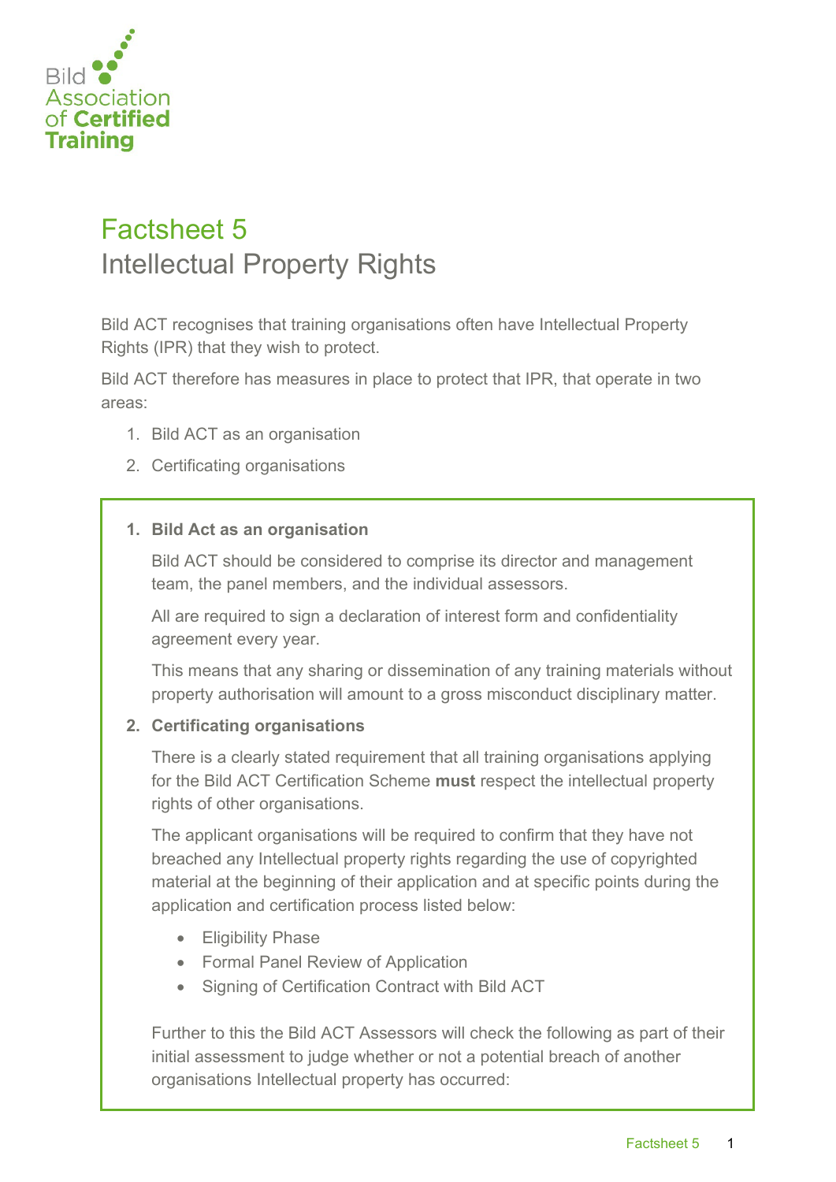Bild Association of Certified Training

# Factsheet 5

## Intellectual Property Rights

Bild ACT recognises that training organisations often have Intellectual Property Rights (IPR) that they wish to protect.

Bild ACT therefore has measures in place to protect that IPR, that operate in two areas:

1. Bild ACT as an organisation
2. Certificating organisations

### 1. Bild Act as an organisation

Bild ACT should be considered to comprise its director and management team, the panel members, and the individual assessors.

All are required to sign a declaration of interest form and confidentiality agreement every year.

This means that any sharing or dissemination of any training materials without property authorisation will amount to a gross misconduct disciplinary matter.

### 2. Certificating organisations

There is a clearly stated requirement that all training organisations applying for the Bild ACT Certification Scheme **must** respect the intellectual property rights of other organisations.

The applicant organisations will be required to confirm that they have not breached any Intellectual property rights regarding the use of copyrighted material at the beginning of their application and at specific points during the application and certification process listed below:

- Eligibility Phase
- Formal Panel Review of Application
- Signing of Certification Contract with Bild ACT

Further to this the Bild ACT Assessors will check the following as part of their initial assessment to judge whether or not a potential breach of another organisations Intellectual property has occurred: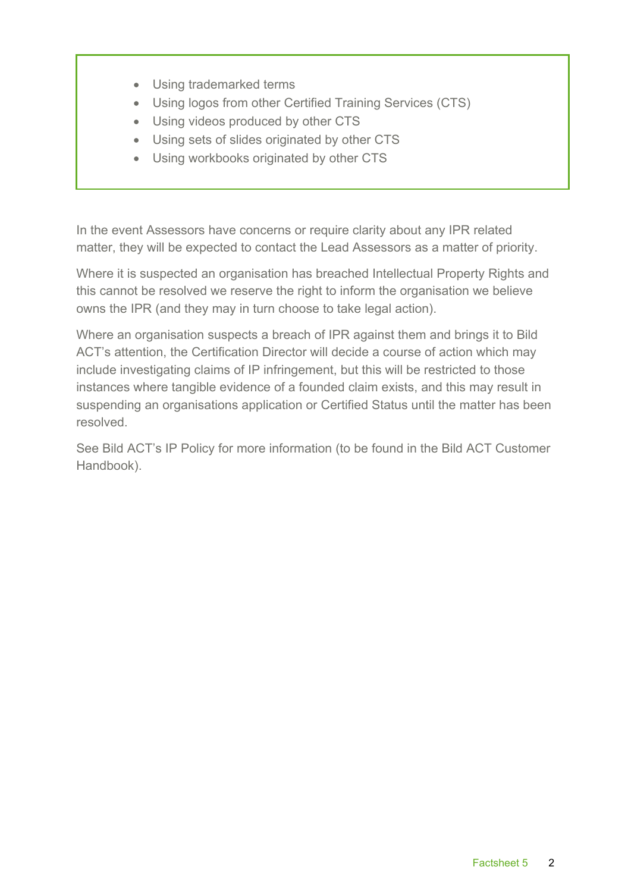- Using trademarked terms
- Using logos from other Certified Training Services (CTS)
- Using videos produced by other CTS
- Using sets of slides originated by other CTS
- Using workbooks originated by other CTS

In the event Assessors have concerns or require clarity about any IPR related matter, they will be expected to contact the Lead Assessors as a matter of priority.

Where it is suspected an organisation has breached Intellectual Property Rights and this cannot be resolved we reserve the right to inform the organisation we believe owns the IPR (and they may in turn choose to take legal action).

Where an organisation suspects a breach of IPR against them and brings it to Bild ACT's attention, the Certification Director will decide a course of action which may include investigating claims of IP infringement, but this will be restricted to those instances where tangible evidence of a founded claim exists, and this may result in suspending an organisations application or Certified Status until the matter has been resolved.

See Bild ACT's IP Policy for more information (to be found in the Bild ACT Customer Handbook).